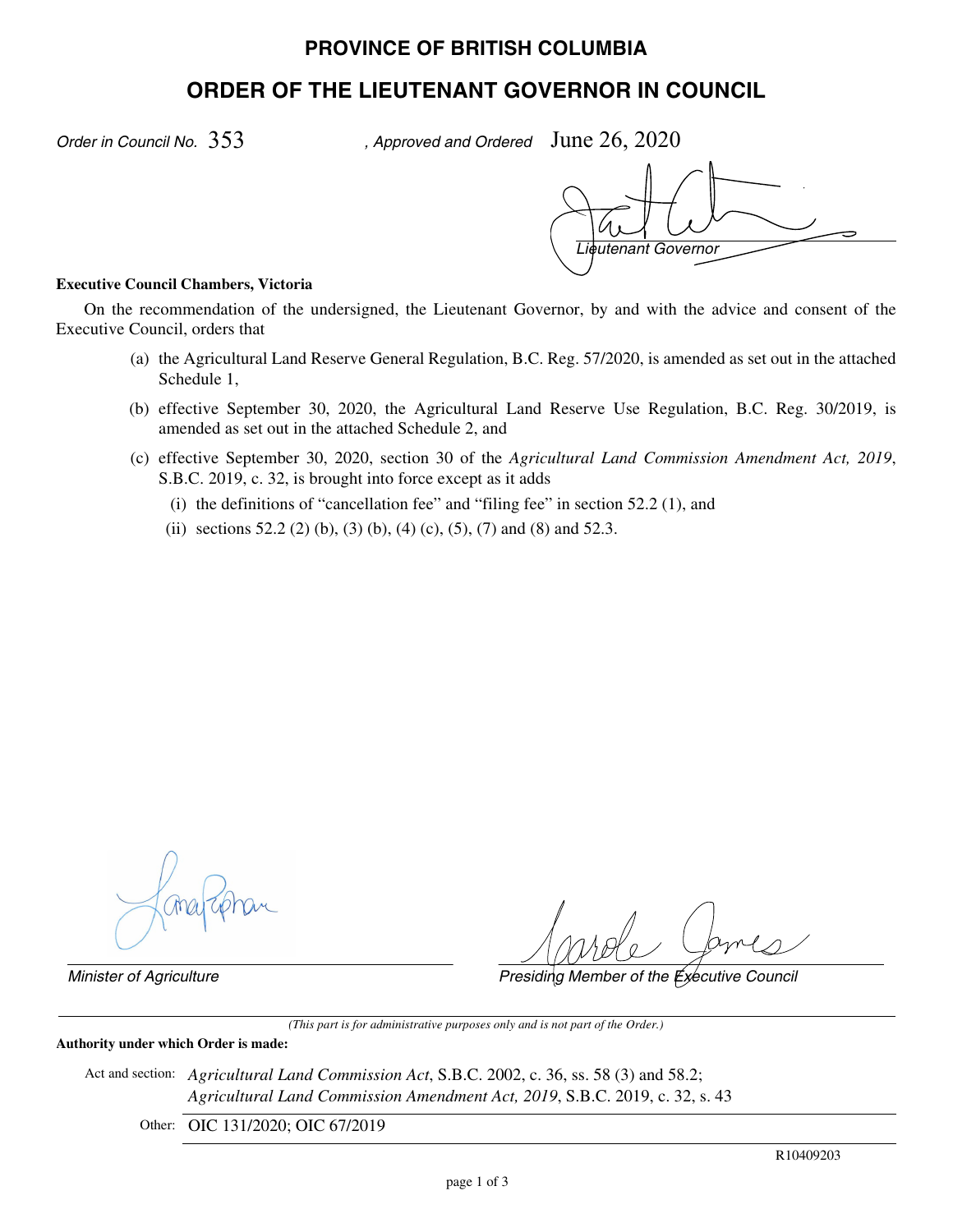# PROVINCE OF BRITISH COLUMBIA

## ORDER OF THE LIEUTENANT GOVERNOR IN COUNCIL

*Order in Council No.* 353 *, Approved and Ordered* June 26, 2020

*Lieutenant Governor*

**Executive Council Chambers, Victoria**

On the recommendation of the undersigned, the Lieutenant Governor, by and with the advice and consent of the Executive Council, orders that

(a) the Agricultural Land Reserve General Regulation, B.C. Reg. 57/2020, is amended as set out in the attached Schedule 1,

(b) effective September 30, 2020, the Agricultural Land Reserve Use Regulation, B.C. Reg. 30/2019, is amended as set out in the attached Schedule 2, and

(c) effective September 30, 2020, section 30 of the *Agricultural Land Commission Amendment Act, 2019*, S.B.C. 2019, c. 32, is brought into force except as it adds

(i) the definitions of "cancellation fee" and "filing fee" in section 52.2 (1), and

(ii) sections 52.2 (2) (b), (3) (b), (4) (c), (5), (7) and (8) and 52.3.

*Minister of Agriculture*

*Presiding Member of the Executive Council*

*(This part is for administrative purposes only and is not part of the Order.)*

**Authority under which Order is made:**

Act and section: *Agricultural Land Commission Act*, S.B.C. 2002, c. 36, ss. 58 (3) and 58.2; *Agricultural Land Commission Amendment Act, 2019*, S.B.C. 2019, c. 32, s. 43

Other: OIC 131/2020; OIC 67/2019

R10409203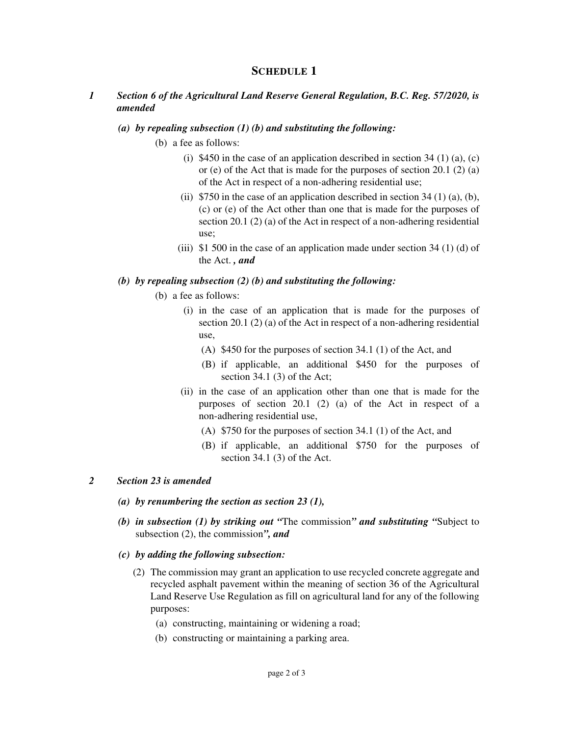# SCHEDULE 1

***1 Section 6 of the Agricultural Land Reserve General Regulation, B.C. Reg. 57/2020, is amended***

***(a) by repealing subsection (1) (b) and substituting the following:***

(b) a fee as follows:

(i) $450 in the case of an application described in section 34 (1) (a), (c) or (e) of the Act that is made for the purposes of section 20.1 (2) (a) of the Act in respect of a non-adhering residential use;

(ii) $750 in the case of an application described in section 34 (1) (a), (b), (c) or (e) of the Act other than one that is made for the purposes of section 20.1 (2) (a) of the Act in respect of a non-adhering residential use;

(iii) $1 500 in the case of an application made under section 34 (1) (d) of the Act. ***, and***

***(b) by repealing subsection (2) (b) and substituting the following:***

(b) a fee as follows:

(i) in the case of an application that is made for the purposes of section 20.1 (2) (a) of the Act in respect of a non-adhering residential use,

(A) $450 for the purposes of section 34.1 (1) of the Act, and

(B) if applicable, an additional $450 for the purposes of section 34.1 (3) of the Act;

(ii) in the case of an application other than one that is made for the purposes of section 20.1 (2) (a) of the Act in respect of a non-adhering residential use,

(A) $750 for the purposes of section 34.1 (1) of the Act, and

(B) if applicable, an additional $750 for the purposes of section 34.1 (3) of the Act.

***2 Section 23 is amended***

***(a) by renumbering the section as section 23 (1),***

***(b) in subsection (1) by striking out "***The commission***" and substituting "***Subject to subsection (2), the commission***", and***

***(c) by adding the following subsection:***

(2) The commission may grant an application to use recycled concrete aggregate and recycled asphalt pavement within the meaning of section 36 of the Agricultural Land Reserve Use Regulation as fill on agricultural land for any of the following purposes:

(a) constructing, maintaining or widening a road;

(b) constructing or maintaining a parking area.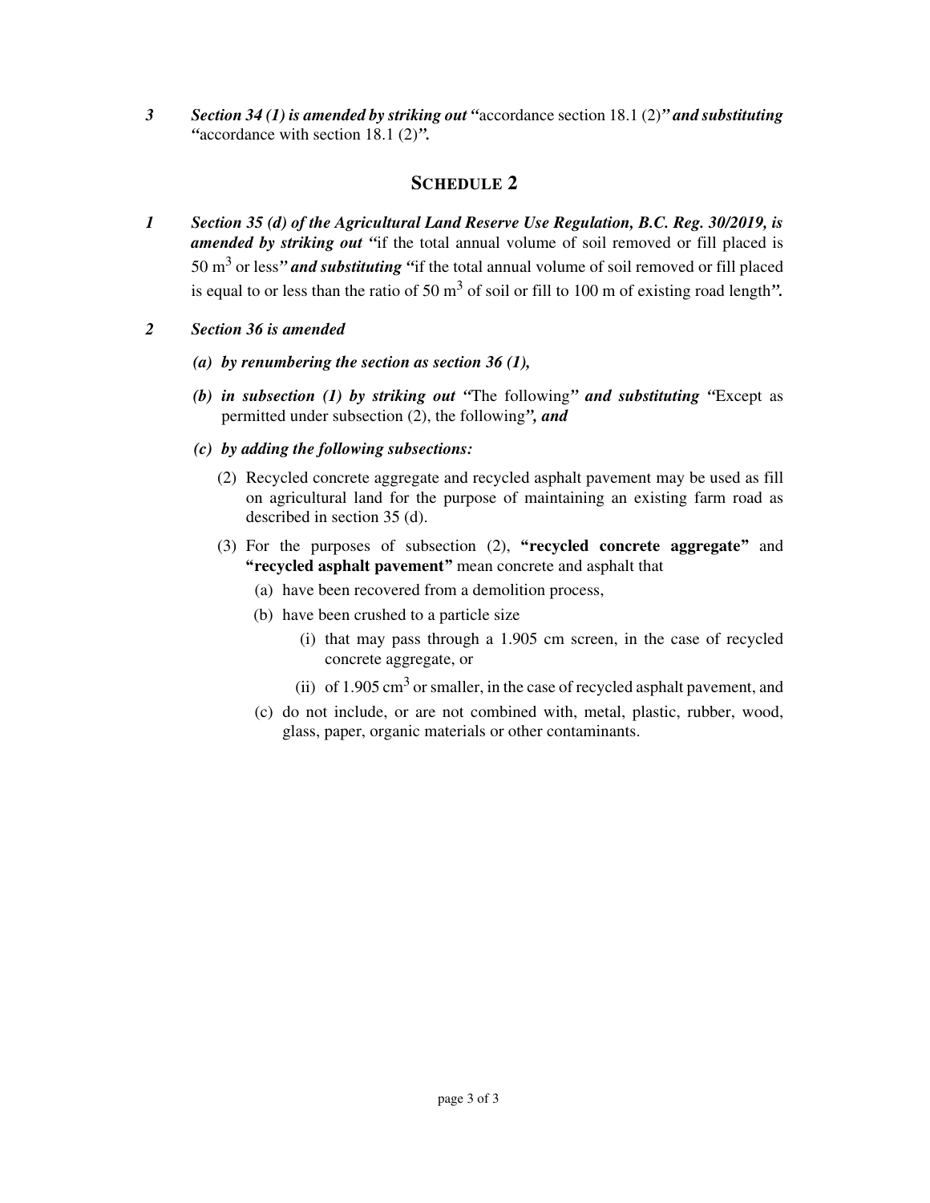*3* ***Section 34 (1) is amended by striking out "***accordance section 18.1 (2)***" and substituting "***accordance with section 18.1 (2)***".***

## SCHEDULE 2

*1* ***Section 35 (d) of the Agricultural Land Reserve Use Regulation, B.C. Reg. 30/2019, is amended by striking out "***if the total annual volume of soil removed or fill placed is 50 $m^3$ or less***" and substituting "***if the total annual volume of soil removed or fill placed is equal to or less than the ratio of 50 $m^3$ of soil or fill to 100 m of existing road length***".***

*2* ***Section 36 is amended***

***(a) by renumbering the section as section 36 (1),***

***(b) in subsection (1) by striking out "***The following***" and substituting "***Except as permitted under subsection (2), the following***", and***

***(c) by adding the following subsections:***

(2) Recycled concrete aggregate and recycled asphalt pavement may be used as fill on agricultural land for the purpose of maintaining an existing farm road as described in section 35 (d).

(3) For the purposes of subsection (2), **"recycled concrete aggregate"** and **"recycled asphalt pavement"** mean concrete and asphalt that

(a) have been recovered from a demolition process,

(b) have been crushed to a particle size

(i) that may pass through a 1.905 cm screen, in the case of recycled concrete aggregate, or

(ii) of 1.905 $cm^3$ or smaller, in the case of recycled asphalt pavement, and

(c) do not include, or are not combined with, metal, plastic, rubber, wood, glass, paper, organic materials or other contaminants.